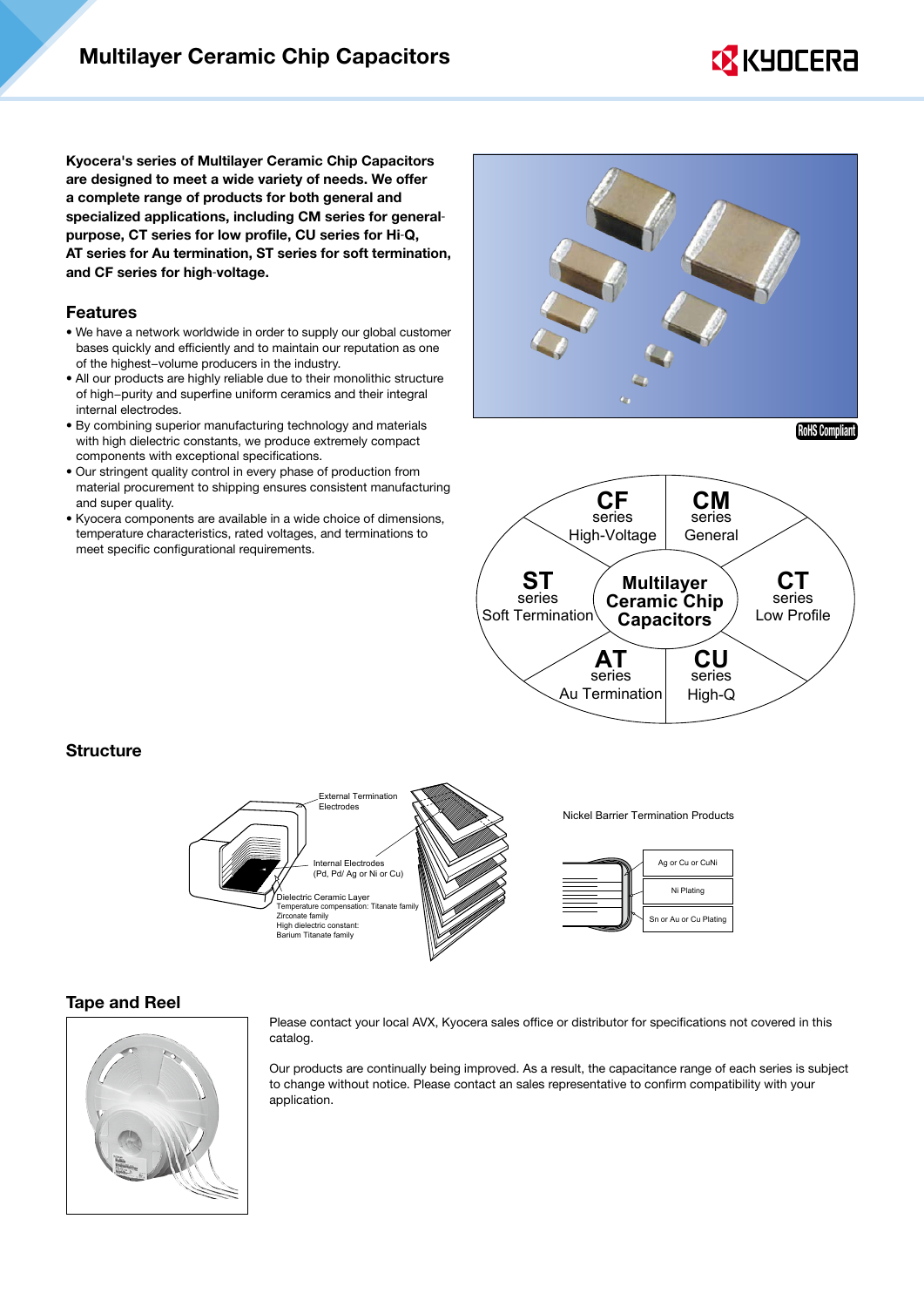# Multilayer Ceramic Chip Capacitors

**Kyocera's series of Multilayer Ceramic Chip Capacitors are designed to meet a wide variety of needs. We offer a complete range of products for both general and specialized applications, including CM series for general-purpose, CT series for low profile, CU series for Hi-Q, AT series for Au termination, ST series for soft termination, and CF series for high-voltage.**

## Features

- We have a network worldwide in order to supply our global customer bases quickly and efficiently and to maintain our reputation as one of the highest–volume producers in the industry.
- All our products are highly reliable due to their monolithic structure of high–purity and superfine uniform ceramics and their integral internal electrodes.
- By combining superior manufacturing technology and materials with high dielectric constants, we produce extremely compact components with exceptional specifications.
- Our stringent quality control in every phase of production from material procurement to shipping ensures consistent manufacturing and super quality.
- Kyocera components are available in a wide choice of dimensions, temperature characteristics, rated voltages, and terminations to meet specific configurational requirements.

RoHS Compliant

Multilayer Ceramic Chip Capacitors

- **CF** series High-Voltage
- **CM** series General
- **ST** series Soft Termination
- **CT** series Low Profile
- **AT** series Au Termination
- **CU** series High-Q

## Structure

External Termination Electrodes

Internal Electrodes (Pd, Pd/ Ag or Ni or Cu)

Dielectric Ceramic Layer
Temperature compensation: Titanate family
Zirconate family
High dielectric constant:
Barium Titanate family

Nickel Barrier Termination Products

- Ag or Cu or CuNi
- Ni Plating
- Sn or Au or Cu Plating

## Tape and Reel

Please contact your local AVX, Kyocera sales office or distributor for specifications not covered in this catalog.

Our products are continually being improved. As a result, the capacitance range of each series is subject to change without notice. Please contact an sales representative to confirm compatibility with your application.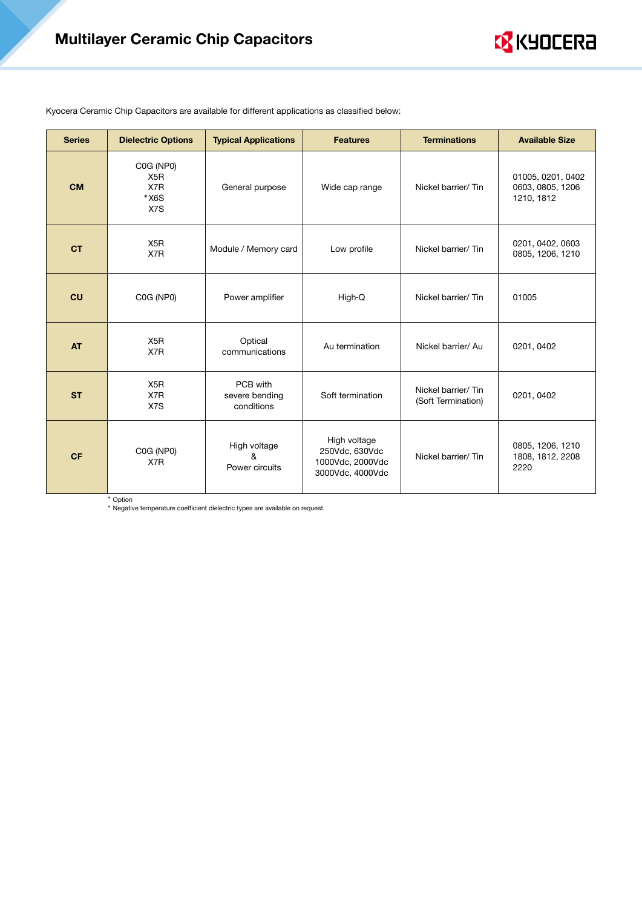# Multilayer Ceramic Chip Capacitors

Kyocera Ceramic Chip Capacitors are available for different applications as classified below:

| Series | Dielectric Options | Typical Applications | Features | Terminations | Available Size |
|---|---|---|---|---|---|
| **CM** | C0G (NP0)<br>X5R<br>X7R<br>*X6S<br>X7S | General purpose | Wide cap range | Nickel barrier/ Tin | 01005, 0201, 0402<br>0603, 0805, 1206<br>1210, 1812 |
| **CT** | X5R<br>X7R | Module / Memory card | Low profile | Nickel barrier/ Tin | 0201, 0402, 0603<br>0805, 1206, 1210 |
| **CU** | C0G (NP0) | Power amplifier | High-Q | Nickel barrier/ Tin | 01005 |
| **AT** | X5R<br>X7R | Optical communications | Au termination | Nickel barrier/ Au | 0201, 0402 |
| **ST** | X5R<br>X7R<br>X7S | PCB with severe bending conditions | Soft termination | Nickel barrier/ Tin (Soft Termination) | 0201, 0402 |
| **CF** | C0G (NP0)<br>X7R | High voltage & Power circuits | High voltage<br>250Vdc, 630Vdc<br>1000Vdc, 2000Vdc<br>3000Vdc, 4000Vdc | Nickel barrier/ Tin | 0805, 1206, 1210<br>1808, 1812, 2208<br>2220 |

* Option
* Negative temperature coefficient dielectric types are available on request.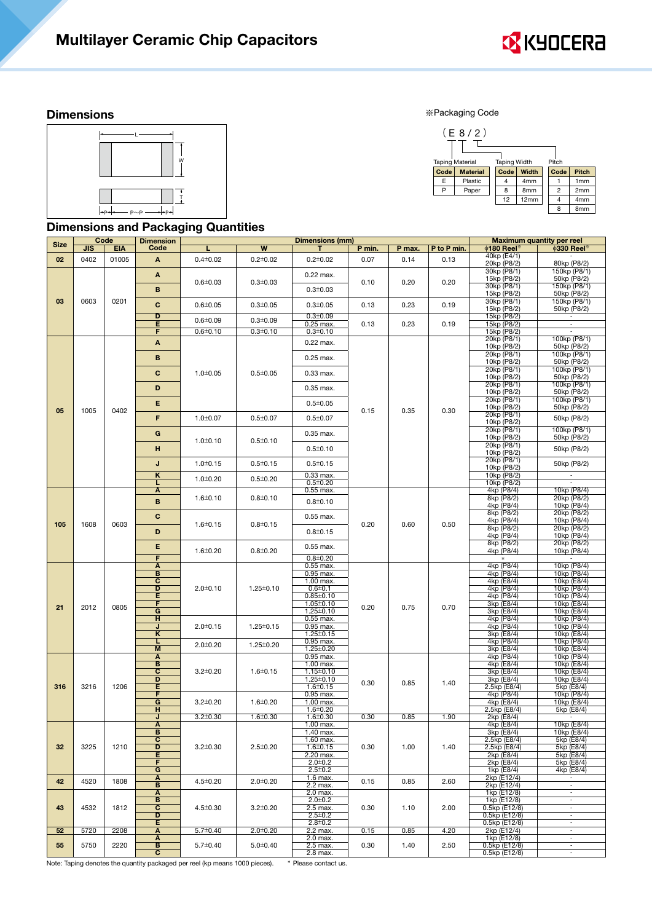# Multilayer Ceramic Chip Capacitors

## Dimensions

※Packaging Code

( E 8 / 2 )

Taping Material

| Code | Material |
|---|---|
| E | Plastic |
| P | Paper |

Taping Width

| Code | Width |
|---|---|
| 4 | 4mm |
| 8 | 8mm |
| 12 | 12mm |

Pitch

| Code | Pitch |
|---|---|
| 1 | 1mm |
| 2 | 2mm |
| 4 | 4mm |
| 8 | 8mm |

## Dimensions and Packaging Quantities

| Size | Code JIS | Code EIA | Dimension Code | L | W | T | P min. | P max. | P to P min. | φ180 Reel※ | φ330 Reel※ |
|---|---|---|---|---|---|---|---|---|---|---|---|
| 02 | 0402 | 01005 | A | 0.4±0.02 | 0.2±0.02 | 0.2±0.02 | 0.07 | 0.14 | 0.13 | 40kp (E4/1) 20kp (P8/2) | - 80kp (P8/2) |
| 03 | 0603 | 0201 | A | 0.6±0.03 | 0.3±0.03 | 0.22 max. | 0.10 | 0.20 | 0.20 | 30kp (P8/1) 15kp (P8/2) | 150kp (P8/1) 50kp (P8/2) |
| | | | B | | | 0.3±0.03 | | | | 30kp (P8/1) 15kp (P8/2) | 150kp (P8/1) 50kp (P8/2) |
| | | | C | 0.6±0.05 | 0.3±0.05 | 0.3±0.05 | 0.13 | 0.23 | 0.19 | 30kp (P8/1) 15kp (P8/2) | 150kp (P8/1) 50kp (P8/2) |
| | | | D | 0.6±0.09 | 0.3±0.09 | 0.3±0.09 | 0.13 | 0.23 | 0.19 | 15kp (P8/2) | - |
| | | | E | | | 0.25 max. | | | | 15kp (P8/2) | - |
| | | | F | 0.6±0.10 | 0.3±0.10 | 0.3±0.10 | | | | 15kp (P8/2) | - |
| 05 | 1005 | 0402 | A | 1.0±0.05 | 0.5±0.05 | 0.22 max. | 0.15 | 0.35 | 0.30 | 20kp (P8/1) 10kp (P8/2) | 100kp (P8/1) 50kp (P8/2) |
| | | | B | | | 0.25 max. | | | | 20kp (P8/1) 10kp (P8/2) | 100kp (P8/1) 50kp (P8/2) |
| | | | C | | | 0.33 max. | | | | 20kp (P8/1) 10kp (P8/2) | 100kp (P8/1) 50kp (P8/2) |
| | | | D | | | 0.35 max. | | | | 20kp (P8/1) 10kp (P8/2) | 100kp (P8/1) 50kp (P8/2) |
| | | | E | | | 0.5±0.05 | | | | 20kp (P8/1) 10kp (P8/2) | 100kp (P8/1) 50kp (P8/2) |
| | | | F | 1.0±0.07 | 0.5±0.07 | 0.5±0.07 | | | | 20kp (P8/1) 10kp (P8/2) | 50kp (P8/2) |
| | | | G | 1.0±0.10 | 0.5±0.10 | 0.35 max. | | | | 20kp (P8/1) 10kp (P8/2) | 100kp (P8/1) 50kp (P8/2) |
| | | | H | | | 0.5±0.10 | | | | 20kp (P8/1) 10kp (P8/2) | 50kp (P8/2) |
| | | | J | 1.0±0.15 | 0.5±0.15 | 0.5±0.15 | | | | 20kp (P8/1) 10kp (P8/2) | 50kp (P8/2) |
| | | | K | 1.0±0.20 | 0.5±0.20 | 0.33 max. | | | | 10kp (P8/2) | - |
| | | | L | | | 0.5±0.20 | | | | 10kp (P8/2) | - |
| 105 | 1608 | 0603 | A | 1.6±0.10 | 0.8±0.10 | 0.55 max. | 0.20 | 0.60 | 0.50 | 4kp (P8/4) | 10kp (P8/4) |
| | | | B | | | 0.8±0.10 | | | | 8kp (P8/2) 4kp (P8/4) | 20kp (P8/2) 10kp (P8/4) |
| | | | C | 1.6±0.15 | 0.8±0.15 | 0.55 max. | | | | 8kp (P8/2) 4kp (P8/4) | 20kp (P8/2) 10kp (P8/4) |
| | | | D | | | 0.8±0.15 | | | | 8kp (P8/2) 4kp (P8/4) | 20kp (P8/2) 10kp (P8/4) |
| | | | E | 1.6±0.20 | 0.8±0.20 | 0.55 max. | | | | 8kp (P8/2) 4kp (P8/4) | 20kp (P8/2) 10kp (P8/4) |
| | | | F | | | 0.8±0.20 | | | | * | - |
| 21 | 2012 | 0805 | A | 2.0±0.10 | 1.25±0.10 | 0.55 max. | 0.20 | 0.75 | 0.70 | 4kp (P8/4) | 10kp (P8/4) |
| | | | B | | | 0.95 max. | | | | 4kp (P8/4) | 10kp (P8/4) |
| | | | C | | | 1.00 max. | | | | 4kp (E8/4) | 10kp (E8/4) |
| | | | D | | | 0.6±0.1 | | | | 4kp (P8/4) | 10kp (P8/4) |
| | | | E | | | 0.85±0.10 | | | | 4kp (P8/4) | 10kp (P8/4) |
| | | | F | | | 1.05±0.10 | | | | 3kp (E8/4) | 10kp (E8/4) |
| | | | G | | | 1.25±0.10 | | | | 3kp (E8/4) | 10kp (E8/4) |
| | | | H | 2.0±0.15 | 1.25±0.15 | 0.55 max. | | | | 4kp (P8/4) | 10kp (P8/4) |
| | | | J | | | 0.95 max. | | | | 4kp (P8/4) | 10kp (P8/4) |
| | | | K | | | 1.25±0.15 | | | | 3kp (E8/4) | 10kp (E8/4) |
| | | | L | 2.0±0.20 | 1.25±0.20 | 0.95 max. | | | | 4kp (P8/4) | 10kp (P8/4) |
| | | | M | | | 1.25±0.20 | | | | 3kp (E8/4) | 10kp (E8/4) |
| 316 | 3216 | 1206 | A | 3.2±0.20 | 1.6±0.15 | 0.95 max. | 0.30 | 0.85 | 1.40 | 4kp (P8/4) | 10kp (P8/4) |
| | | | B | | | 1.00 max. | | | | 4kp (E8/4) | 10kp (E8/4) |
| | | | C | | | 1.15±0.10 | | | | 3kp (E8/4) | 10kp (E8/4) |
| | | | D | | | 1.25±0.10 | | | | 3kp (E8/4) | 10kp (E8/4) |
| | | | E | | | 1.6±0.15 | | | | 2.5kp (E8/4) | 5kp (E8/4) |
| | | | F | 3.2±0.20 | 1.6±0.20 | 0.95 max. | | | | 4kp (P8/4) | 10kp (P8/4) |
| | | | G | | | 1.00 max. | | | | 4kp (E8/4) | 10kp (E8/4) |
| | | | H | | | 1.6±0.20 | | | | 2.5kp (E8/4) | 5kp (E8/4) |
| | | | J | 3.2±0.30 | 1.6±0.30 | 1.6±0.30 | 0.30 | 0.85 | 1.90 | 2kp (E8/4) | - |
| 32 | 3225 | 1210 | A | 3.2±0.30 | 2.5±0.20 | 1.00 max. | 0.30 | 1.00 | 1.40 | 4kp (E8/4) | 10kp (E8/4) |
| | | | B | | | 1.40 max. | | | | 3kp (E8/4) | 10kp (E8/4) |
| | | | C | | | 1.60 max. | | | | 2.5kp (E8/4) | 5kp (E8/4) |
| | | | D | | | 1.6±0.15 | | | | 2.5kp (E8/4) | 5kp (E8/4) |
| | | | E | | | 2.20 max. | | | | 2kp (E8/4) | 5kp (E8/4) |
| | | | F | | | 2.0±0.2 | | | | 2kp (E8/4) | 5kp (E8/4) |
| | | | G | | | 2.5±0.2 | | | | 1kp (E8/4) | 4kp (E8/4) |
| 42 | 4520 | 1808 | A | 4.5±0.20 | 2.0±0.20 | 1.6 max. | 0.15 | 0.85 | 2.60 | 2kp (E12/4) | - |
| | | | B | | | 2.2 max. | | | | 2kp (E12/4) | - |
| 43 | 4532 | 1812 | A | 4.5±0.30 | 3.2±0.20 | 2.0 max. | 0.30 | 1.10 | 2.00 | 1kp (E12/8) | - |
| | | | B | | | 2.0±0.2 | | | | 1kp (E12/8) | - |
| | | | C | | | 2.5 max. | | | | 0.5kp (E12/8) | - |
| | | | D | | | 2.5±0.2 | | | | 0.5kp (E12/8) | - |
| | | | E | | | 2.8±0.2 | | | | 0.5kp (E12/8) | - |
| 52 | 5720 | 2208 | A | 5.7±0.40 | 2.0±0.20 | 2.2 max. | 0.15 | 0.85 | 4.20 | 2kp (E12/4) | - |
| 55 | 5750 | 2220 | A | 5.7±0.40 | 5.0±0.40 | 2.0 max. | 0.30 | 1.40 | 2.50 | 1kp (E12/8) | - |
| | | | B | | | 2.5 max. | | | | 0.5kp (E12/8) | - |
| | | | C | | | 2.8 max. | | | | 0.5kp (E12/8) | - |

Dimensions (mm); Maximum quantity per reel.

Note: Taping denotes the quantity packaged per reel (kp means 1000 pieces). * Please contact us.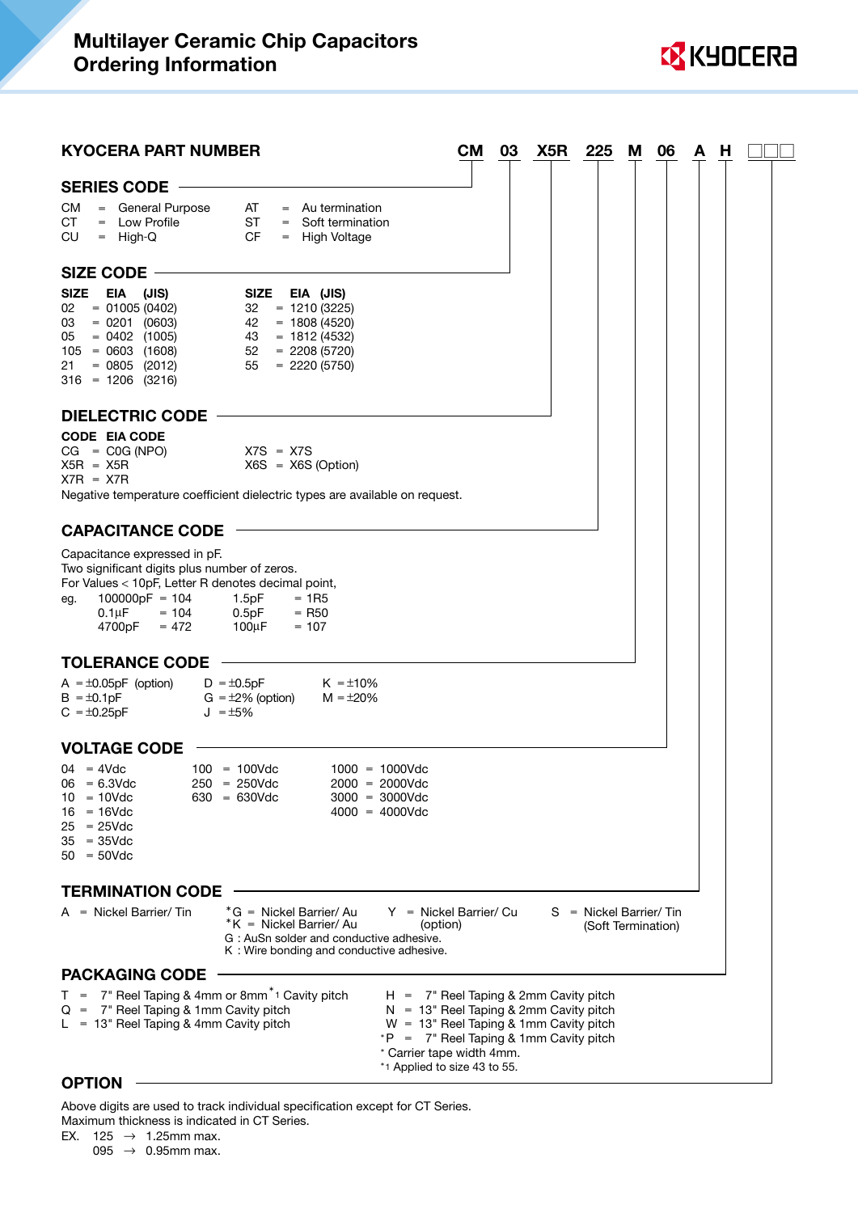# Multilayer Ceramic Chip Capacitors
# Ordering Information

## KYOCERA PART NUMBER

**CM 03 X5R 225 M 06 A H □□□**

## SERIES CODE

| | | |
|---|---|---|
| CM | = | General Purpose |
| CT | = | Low Profile |
| CU | = | High-Q |
| AT | = | Au termination |
| ST | = | Soft termination |
| CF | = | High Voltage |

## SIZE CODE

| SIZE | EIA | (JIS) |
|---|---|---|
| 02 | 01005 | (0402) |
| 03 | 0201 | (0603) |
| 05 | 0402 | (1005) |
| 105 | 0603 | (1608) |
| 21 | 0805 | (2012) |
| 316 | 1206 | (3216) |
| 32 | 1210 | (3225) |
| 42 | 1808 | (4520) |
| 43 | 1812 | (4532) |
| 52 | 2208 | (5720) |
| 55 | 2220 | (5750) |

## DIELECTRIC CODE

| CODE | EIA CODE |
|---|---|
| CG | C0G (NPO) |
| X5R | X5R |
| X7R | X7R |
| X7S | X7S |
| X6S | X6S (Option) |

Negative temperature coefficient dielectric types are available on request.

## CAPACITANCE CODE

Capacitance expressed in pF.
Two significant digits plus number of zeros.
For Values < 10pF, Letter R denotes decimal point,

eg.

| | | | |
|---|---|---|---|
| 100000pF | = 104 | 1.5pF | = 1R5 |
| 0.1μF | = 104 | 0.5pF | = R50 |
| 4700pF | = 472 | 100μF | = 107 |

## TOLERANCE CODE

| | | |
|---|---|---|
| A = ±0.05pF (option) | D = ±0.5pF | K = ±10% |
| B = ±0.1pF | G = ±2% (option) | M = ±20% |
| C = ±0.25pF | J = ±5% | |

## VOLTAGE CODE

| | | |
|---|---|---|
| 04 = 4Vdc | 100 = 100Vdc | 1000 = 1000Vdc |
| 06 = 6.3Vdc | 250 = 250Vdc | 2000 = 2000Vdc |
| 10 = 10Vdc | 630 = 630Vdc | 3000 = 3000Vdc |
| 16 = 16Vdc | | 4000 = 4000Vdc |
| 25 = 25Vdc | | |
| 35 = 35Vdc | | |
| 50 = 50Vdc | | |

## TERMINATION CODE

- A = Nickel Barrier/ Tin
- *G = Nickel Barrier/ Au
- *K = Nickel Barrier/ Au
- Y = Nickel Barrier/ Cu (option)
- S = Nickel Barrier/ Tin (Soft Termination)

G : AuSn solder and conductive adhesive.
K : Wire bonding and conductive adhesive.

## PACKAGING CODE

- T = 7" Reel Taping & 4mm or 8mm*1 Cavity pitch
- Q = 7" Reel Taping & 1mm Cavity pitch
- L = 13" Reel Taping & 4mm Cavity pitch
- H = 7" Reel Taping & 2mm Cavity pitch
- N = 13" Reel Taping & 2mm Cavity pitch
- W = 13" Reel Taping & 1mm Cavity pitch
- *P = 7" Reel Taping & 1mm Cavity pitch

* Carrier tape width 4mm.
*1 Applied to size 43 to 55.

## OPTION

Above digits are used to track individual specification except for CT Series.
Maximum thickness is indicated in CT Series.

EX. 125 → 1.25mm max.
095 → 0.95mm max.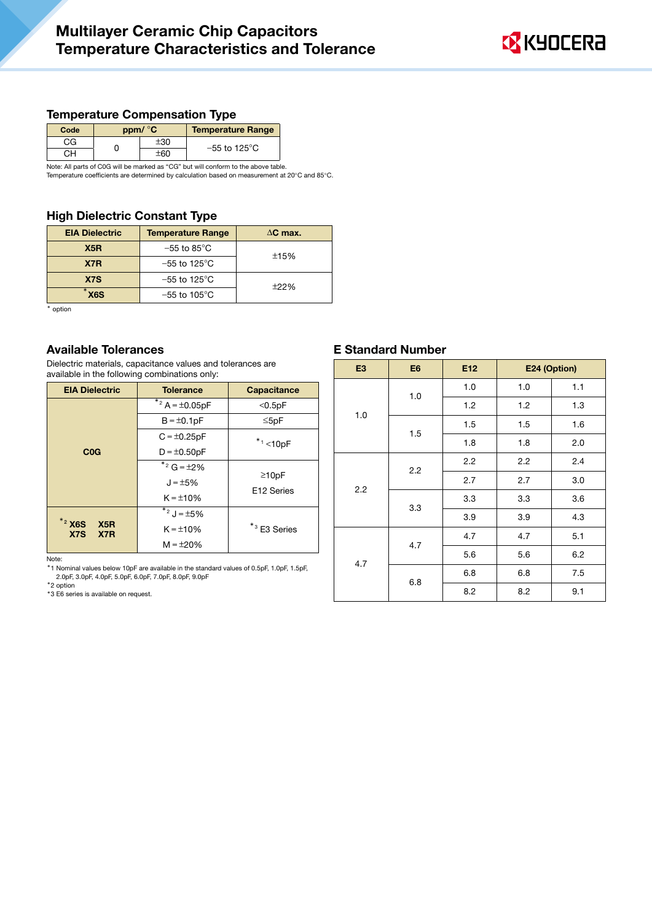# Multilayer Ceramic Chip Capacitors
# Temperature Characteristics and Tolerance

## Temperature Compensation Type

| Code | ppm/ °C | | Temperature Range |
|---|---|---|---|
| CG | 0 | ±30 | −55 to 125°C |
| CH | | ±60 | |

Note: All parts of C0G will be marked as "CG" but will conform to the above table.
Temperature coefficients are determined by calculation based on measurement at 20°C and 85°C.

## High Dielectric Constant Type

| EIA Dielectric | Temperature Range | ΔC max. |
|---|---|---|
| X5R | −55 to 85°C | ±15% |
| X7R | −55 to 125°C | |
| X7S | −55 to 125°C | ±22% |
| *X6S | −55 to 105°C | |

* option

## Available Tolerances

Dielectric materials, capacitance values and tolerances are available in the following combinations only:

| EIA Dielectric | Tolerance | Capacitance |
|---|---|---|
| C0G | *2 A = ±0.05pF | <0.5pF |
| | B = ±0.1pF | ≤5pF |
| | C = ±0.25pF<br>D = ±0.50pF | *1 <10pF |
| | *2 G = ±2%<br>J = ±5%<br>K = ±10% | ≥10pF<br>E12 Series |
| *2 X6S X5R<br>X7S X7R | *2 J = ±5%<br>K = ±10%<br>M = ±20% | *3 E3 Series |

Note:
*1 Nominal values below 10pF are available in the standard values of 0.5pF, 1.0pF, 1.5pF, 2.0pF, 3.0pF, 4.0pF, 5.0pF, 6.0pF, 7.0pF, 8.0pF, 9.0pF
*2 option
*3 E6 series is available on request.

## E Standard Number

| E3 | E6 | E12 | E24 (Option) | |
|---|---|---|---|---|
| 1.0 | 1.0 | 1.0 | 1.0 | 1.1 |
| | | 1.2 | 1.2 | 1.3 |
| | 1.5 | 1.5 | 1.5 | 1.6 |
| | | 1.8 | 1.8 | 2.0 |
| 2.2 | 2.2 | 2.2 | 2.2 | 2.4 |
| | | 2.7 | 2.7 | 3.0 |
| | 3.3 | 3.3 | 3.3 | 3.6 |
| | | 3.9 | 3.9 | 4.3 |
| 4.7 | 4.7 | 4.7 | 4.7 | 5.1 |
| | | 5.6 | 5.6 | 6.2 |
| | 6.8 | 6.8 | 6.8 | 7.5 |
| | | 8.2 | 8.2 | 9.1 |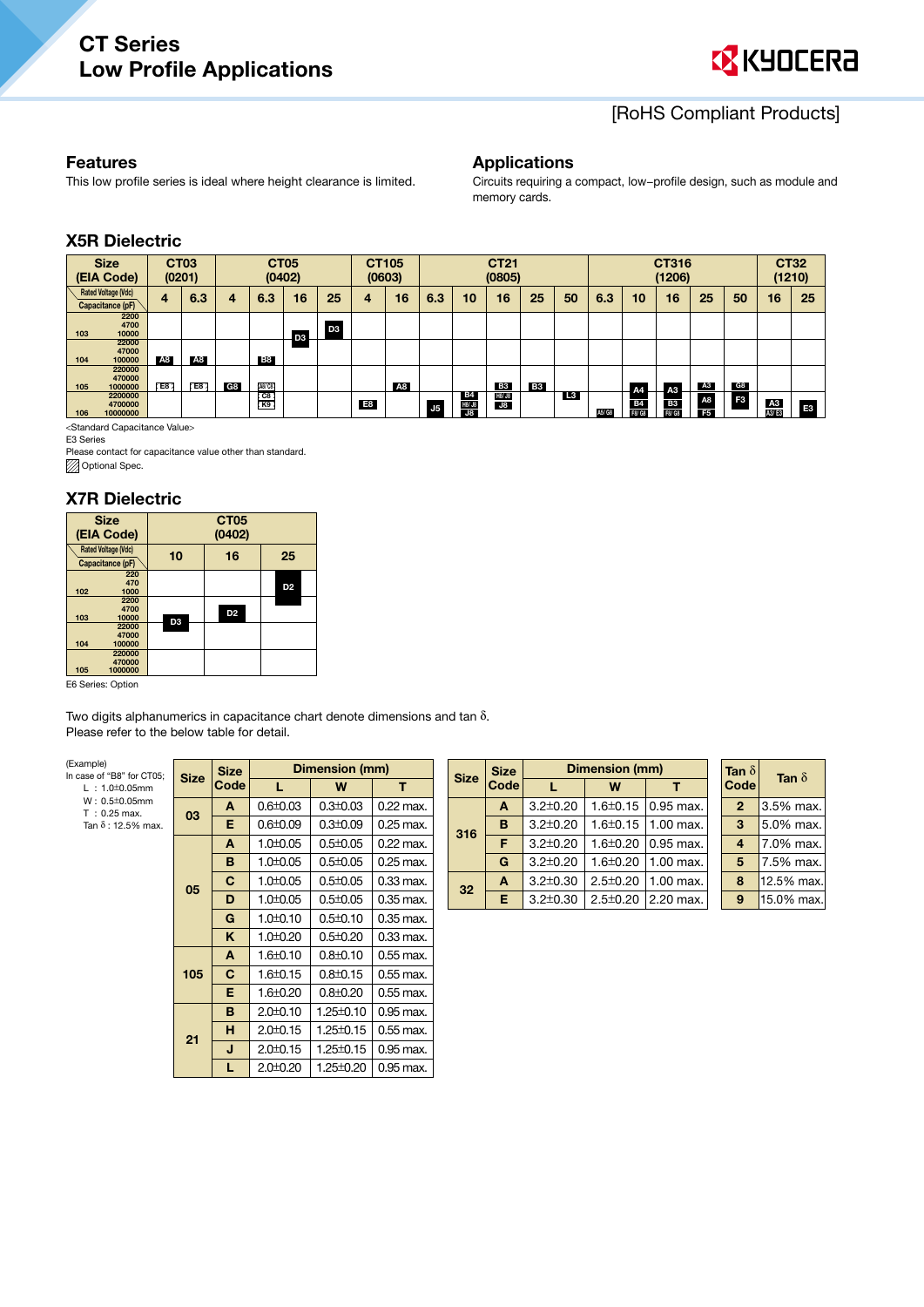# CT Series
# Low Profile Applications

[RoHS Compliant Products]

## Features

This low profile series is ideal where height clearance is limited.

## Applications

Circuits requiring a compact, low–profile design, such as module and memory cards.

## X5R Dielectric

| Size (EIA Code) | | CT03 (0201) | | CT05 (0402) | | | | CT105 (0603) | | CT21 (0805) | | | | | CT316 (1206) | | | | | CT32 (1210) | |
|---|---|---|---|---|---|---|---|---|---|---|---|---|---|---|---|---|---|---|---|---|---|
| Rated Voltage (Vdc) / Capacitance (pF) | | 4 | 6.3 | 4 | 6.3 | 16 | 25 | 4 | 16 | 6.3 | 10 | 16 | 25 | 50 | 6.3 | 10 | 16 | 25 | 50 | 16 | 25 |
| 103 | 2200 / 4700 / 10000 | | | | | D3 | D3 | | | | | | | | | | | | | | |
| 104 | 22000 / 47000 / 100000 | A8 | A8 | | B8 | | | | | | | | | | | | | | | | |
| 105 | 220000 / 470000 / 1000000 | E8 | E8 | G8 | A8/C8 | | | | A8 | | B4 | B3 | B3 | | | A4 | A3 | A3 | G8 | | |
| 106 | 2200000 / 4700000 / 10000000 | | | | C8 / K9 | | | E8 | | J5 | H8/J8 / J8 | H8/J8 / J8 | | L3 | A5/G8 | B4 / F8/G8 | B3 / F8/G8 | A8 / F5 | F3 | A3 / A3/E3 | E3 |

<Standard Capacitance Value>
E3 Series
Please contact for capacitance value other than standard.
Optional Spec.

## X7R Dielectric

| Size (EIA Code) | | CT05 (0402) | | |
|---|---|---|---|---|
| Rated Voltage (Vdc) / Capacitance (pF) | | 10 | 16 | 25 |
| 102 | 220 / 470 / 1000 | | | D2 |
| 103 | 2200 / 4700 / 10000 | D3 | D2 | |
| 104 | 22000 / 47000 / 100000 | | | |
| 105 | 220000 / 470000 / 1000000 | | | |

E6 Series: Option

Two digits alphanumerics in capacitance chart denote dimensions and tan δ.
Please refer to the below table for detail.

(Example)
In case of "B8" for CT05;
L : 1.0±0.05mm
W : 0.5±0.05mm
T : 0.25 max.
Tan δ : 12.5% max.

| Size | Size Code | Dimension (mm) | | |
|---|---|---|---|---|
| | | L | W | T |
| 03 | A | 0.6±0.03 | 0.3±0.03 | 0.22 max. |
| | E | 0.6±0.09 | 0.3±0.09 | 0.25 max. |
| 05 | A | 1.0±0.05 | 0.5±0.05 | 0.22 max. |
| | B | 1.0±0.05 | 0.5±0.05 | 0.25 max. |
| | C | 1.0±0.05 | 0.5±0.05 | 0.33 max. |
| | D | 1.0±0.05 | 0.5±0.05 | 0.35 max. |
| | G | 1.0±0.10 | 0.5±0.10 | 0.35 max. |
| | K | 1.0±0.20 | 0.5±0.20 | 0.33 max. |
| 105 | A | 1.6±0.10 | 0.8±0.10 | 0.55 max. |
| | C | 1.6±0.15 | 0.8±0.15 | 0.55 max. |
| | E | 1.6±0.20 | 0.8±0.20 | 0.55 max. |
| 21 | B | 2.0±0.10 | 1.25±0.10 | 0.95 max. |
| | H | 2.0±0.15 | 1.25±0.15 | 0.55 max. |
| | J | 2.0±0.15 | 1.25±0.15 | 0.95 max. |
| | L | 2.0±0.20 | 1.25±0.20 | 0.95 max. |

| Size | Size Code | Dimension (mm) | | |
|---|---|---|---|---|
| | | L | W | T |
| 316 | A | 3.2±0.20 | 1.6±0.15 | 0.95 max. |
| | B | 3.2±0.20 | 1.6±0.15 | 1.00 max. |
| | F | 3.2±0.20 | 1.6±0.20 | 0.95 max. |
| | G | 3.2±0.20 | 1.6±0.20 | 1.00 max. |
| 32 | A | 3.2±0.30 | 2.5±0.20 | 1.00 max. |
| | E | 3.2±0.30 | 2.5±0.20 | 2.20 max. |

| Tan δ Code | Tan δ |
|---|---|
| 2 | 3.5% max. |
| 3 | 5.0% max. |
| 4 | 7.0% max. |
| 5 | 7.5% max. |
| 8 | 12.5% max. |
| 9 | 15.0% max. |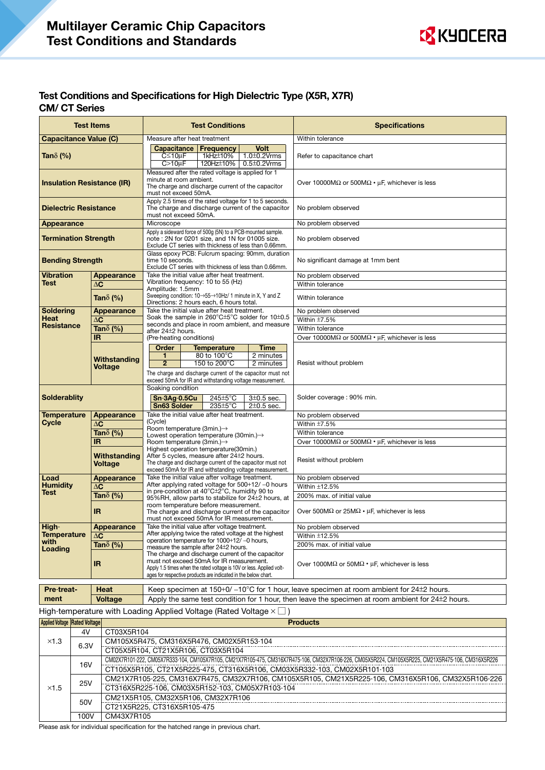# Multilayer Ceramic Chip Capacitors
# Test Conditions and Standards

## Test Conditions and Specifications for High Dielectric Type (X5R, X7R)
## CM/ CT Series

| Test Items | | Test Conditions | Specifications |
|---|---|---|---|
| Capacitance Value (C) | | Measure after heat treatment | Within tolerance |
| Tanδ (%) | | Capacitance / Frequency / Volt: C≤10μF, 1kHz±10%, 1.0±0.2Vrms; C>10μF, 120Hz±10%, 0.5±0.2Vrms | Refer to capacitance chart |
| Insulation Resistance (IR) | | Measured after the rated voltage is applied for 1 minute at room ambient. The charge and discharge current of the capacitor must not exceed 50mA. | Over 10000MΩ or 500MΩ • μF, whichever is less |
| Dielectric Resistance | | Apply 2.5 times of the rated voltage for 1 to 5 seconds. The charge and discharge current of the capacitor must not exceed 50mA. | No problem observed |
| Appearance | | Microscope | No problem observed |
| Termination Strength | | Apply a sideward force of 500g (5N) to a PCB-mounted sample. note : 2N for 0201 size, and 1N for 01005 size. Exclude CT series with thickness of less than 0.66mm. | No problem observed |
| Bending Strength | | Glass epoxy PCB: Fulcrum spacing: 90mm, duration time 10 seconds. Exclude CT series with thickness of less than 0.66mm. | No significant damage at 1mm bent |
| Vibration Test | Appearance | Take the initial value after heat treatment. Vibration frequency: 10 to 55 (Hz) Amplitude: 1.5mm Sweeping condition: 10→55→10Hz/ 1 minute in X, Y and Z Directions: 2 hours each, 6 hours total. | No problem observed |
| | ΔC | | Within tolerance |
| | Tanδ (%) | | Within tolerance |
| Soldering Heat Resistance | Appearance | Take the initial value after heat treatment. Soak the sample in 260°C±5°C solder for 10±0.5 seconds and place in room ambient, and measure after 24±2 hours. (Pre-heating conditions) Order 1: 80 to 100°C, 2 minutes; Order 2: 150 to 200°C, 2 minutes. The charge and discharge current of the capacitor must not exceed 50mA for IR and withstanding voltage measurement. | No problem observed |
| | ΔC | | Within ±7.5% |
| | Tanδ (%) | | Within tolerance |
| | IR | | Over 10000MΩ or 500MΩ • μF, whichever is less |
| | Withstanding Voltage | | Resist without problem |
| Solderablity | | Soaking condition: Sn-3Ag-0.5Cu 245±5°C 3±0.5 sec.; Sn63 Solder 235±5°C 2±0.5 sec. | Solder coverage : 90% min. |
| Temperature Cycle | Appearance | Take the initial value after heat treatment. (Cycle) Room temperature (3min.)→ Lowest operation temperature (30min.)→ Room temperature (3min.)→ Highest operation temperature(30min.) After 5 cycles, measure after 24±2 hours. The charge and discharge current of the capacitor must not exceed 50mA for IR and withstanding voltage measurement. | No problem observed |
| | ΔC | | Within ±7.5% |
| | Tanδ (%) | | Within tolerance |
| | IR | | Over 10000MΩ or 500MΩ • μF, whichever is less |
| | Withstanding Voltage | | Resist without problem |
| Load Humidity Test | Appearance | Take the initial value after voltage treatment. After applying rated voltage for 500+12/ −0 hours in pre-condition at 40°C±2°C, humidity 90 to 95%RH, allow parts to stabilize for 24±2 hours, at room temperature before measurement. The charge and discharge current of the capacitor must not exceed 50mA for IR measurement. | No problem observed |
| | ΔC | | Within ±12.5% |
| | Tanδ (%) | | 200% max. of initial value |
| | IR | | Over 500MΩ or 25MΩ • μF, whichever is less |
| High-Temperature with Loading | Appearance | Take the initial value after voltage treatment. After applying twice the rated voltage at the highest operation temperature for 1000+12/ −0 hours, measure the sample after 24±2 hours. The charge and discharge current of the capacitor must not exceed 50mA for IR measurement. Apply 1.5 times when the rated voltage is 10V or less. Applied voltages for respective products are indicated in the below chart. | No problem observed |
| | ΔC | | Within ±12.5% |
| | Tanδ (%) | | 200% max. of initial value |
| | IR | | Over 1000MΩ or 50MΩ • μF, whichever is less |

| Pre-treat-ment | |
|---|---|
| Heat | Keep specimen at 150+0/ −10°C for 1 hour, leave specimen at room ambient for 24±2 hours. |
| Voltage | Apply the same test condition for 1 hour, then leave the specimen at room ambient for 24±2 hours. |

High-temperature with Loading Applied Voltage (Rated Voltage × □ )

| Applied Voltage | Rated Voltage | Products |
|---|---|---|
| ×1.3 | 4V | CT03X5R104 |
| | 6.3V | CM105X5R475, CM316X5R476, CM02X5R153-104 |
| | | CT05X5R104, CT21X5R106, CT03X5R104 |
| ×1.5 | 16V | CM02X7R101-222, CM05X7R333-104, CM105X7R105, CM21X7R105-475, CM316X7R475-106, CM32X7R106-226, CM05X5R224, CM105X5R225, CM21X5R475-106, CM316X5R226 |
| | | CT105X5R105, CT21X5R225-475, CT316X5R106, CM03X5R332-103, CM02X5R101-103 |
| | 25V | CM21X7R105-225, CM316X7R475, CM32X7R106, CM105X5R105, CM21X5R225-106, CM316X5R106, CM32X5R106-226 |
| | | CT316X5R225-106, CM03X5R152-103, CM05X7R103-104 |
| | 50V | CM21X5R105, CM32X5R106, CM32X7R106 |
| | | CT21X5R225, CT316X5R105-475 |
| | 100V | CM43X7R105 |

Please ask for individual specification for the hatched range in previous chart.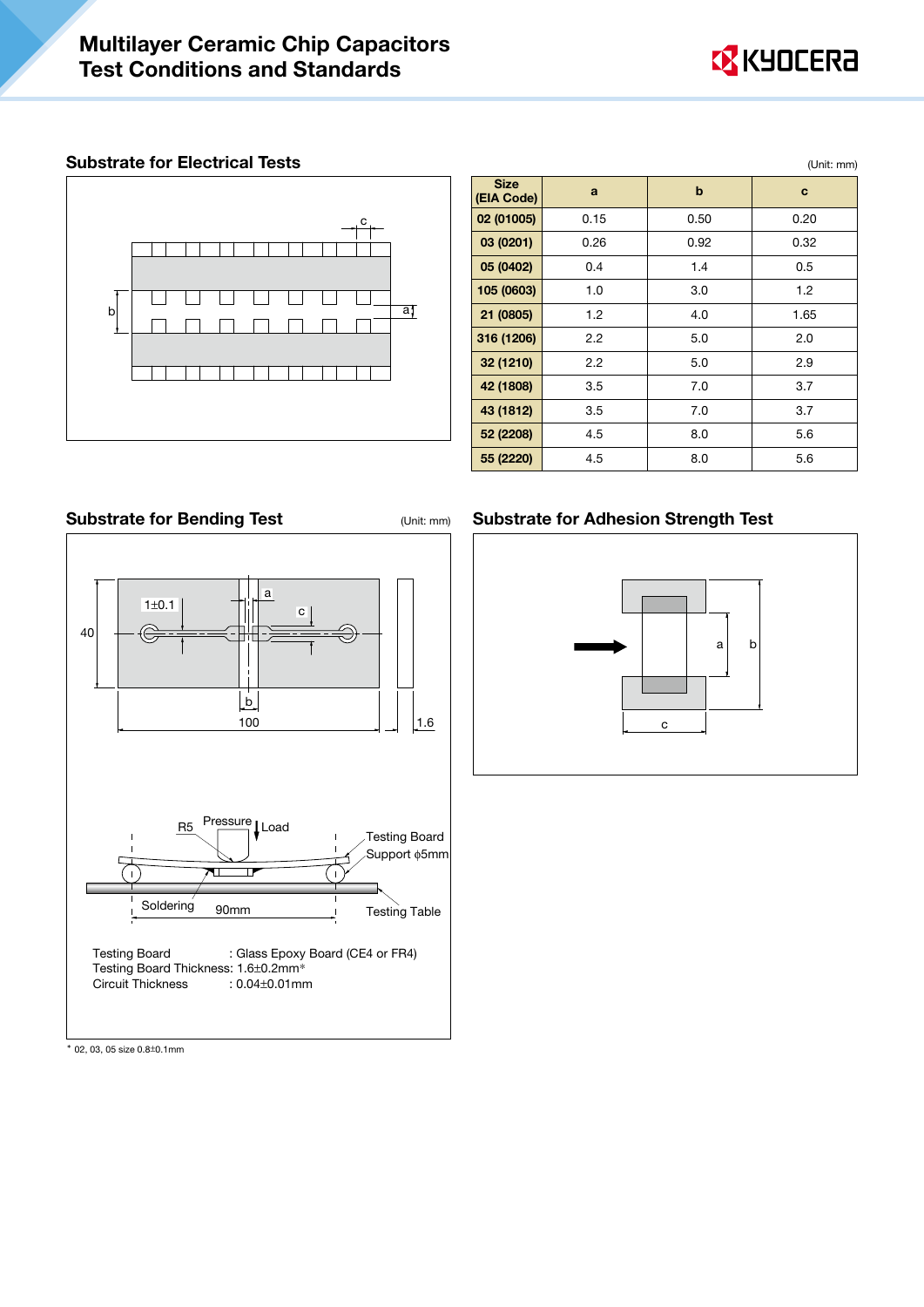## Substrate for Electrical Tests

(Unit: mm)

| Size (EIA Code) | a | b | c |
|---|---|---|---|
| 02 (01005) | 0.15 | 0.50 | 0.20 |
| 03 (0201) | 0.26 | 0.92 | 0.32 |
| 05 (0402) | 0.4 | 1.4 | 0.5 |
| 105 (0603) | 1.0 | 3.0 | 1.2 |
| 21 (0805) | 1.2 | 4.0 | 1.65 |
| 316 (1206) | 2.2 | 5.0 | 2.0 |
| 32 (1210) | 2.2 | 5.0 | 2.9 |
| 42 (1808) | 3.5 | 7.0 | 3.7 |
| 43 (1812) | 3.5 | 7.0 | 3.7 |
| 52 (2208) | 4.5 | 8.0 | 5.6 |
| 55 (2220) | 4.5 | 8.0 | 5.6 |

## Substrate for Bending Test

(Unit: mm)

Testing Board : Glass Epoxy Board (CE4 or FR4)
Testing Board Thickness: 1.6±0.2mm*
Circuit Thickness : 0.04±0.01mm

* 02, 03, 05 size 0.8±0.1mm

## Substrate for Adhesion Strength Test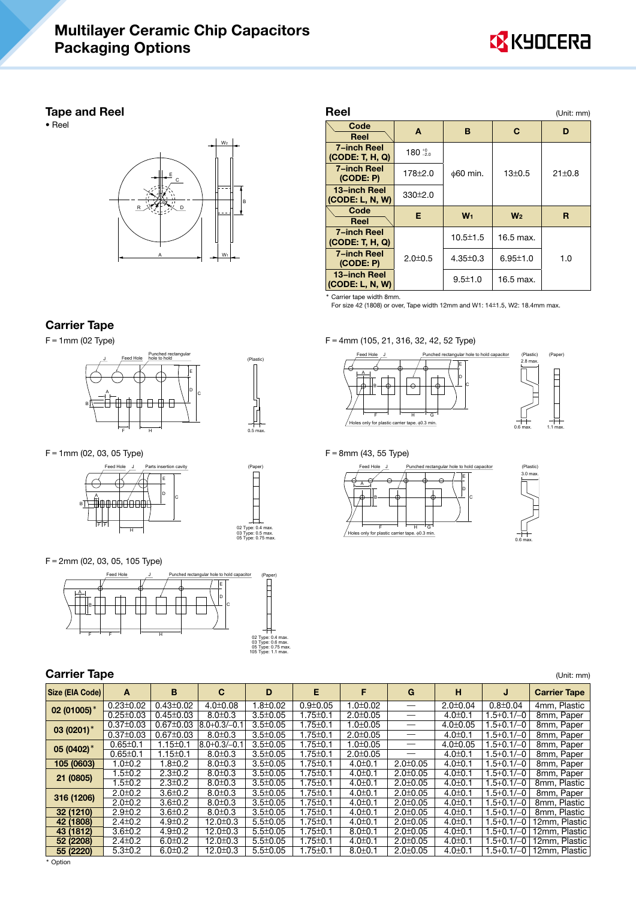# Multilayer Ceramic Chip Capacitors Packaging Options

## Tape and Reel

• Reel

## Reel

(Unit: mm)

| Code / Reel | A | B | C | D |
|---|---|---|---|---|
| 7–inch Reel (CODE: T, H, Q) | 180 $^{+0}_{-2.0}$ | ϕ60 min. | 13±0.5 | 21±0.8 |
| 7–inch Reel (CODE: P) | 178±2.0 | | | |
| 13–inch Reel (CODE: L, N, W) | 330±2.0 | | | |

| Code / Reel | E | $W_1$ | $W_2$ | R |
|---|---|---|---|---|
| 7–inch Reel (CODE: T, H, Q) | 2.0±0.5 | 10.5±1.5 | 16.5 max. | 1.0 |
| 7–inch Reel (CODE: P) | | 4.35±0.3 | 6.95±1.0 | |
| 13–inch Reel (CODE: L, N, W) | | 9.5±1.0 | 16.5 max. | |

* Carrier tape width 8mm.
  For size 42 (1808) or over, Tape width 12mm and W1: 14±1.5, W2: 18.4mm max.

## Carrier Tape

F = 1mm (02 Type)

F = 1mm (02, 03, 05 Type)

F = 2mm (02, 03, 05, 105 Type)

F = 4mm (105, 21, 316, 32, 42, 52 Type)

F = 8mm (43, 55 Type)

## Carrier Tape

(Unit: mm)

| Size (EIA Code) | A | B | C | D | E | F | G | H | J | Carrier Tape |
|---|---|---|---|---|---|---|---|---|---|---|
| 02 (01005)* | 0.23±0.02 | 0.43±0.02 | 4.0±0.08 | 1.8±0.02 | 0.9±0.05 | 1.0±0.02 | — | 2.0±0.04 | 0.8±0.04 | 4mm, Plastic |
| | 0.25±0.03 | 0.45±0.03 | 8.0±0.3 | 3.5±0.05 | 1.75±0.1 | 2.0±0.05 | — | 4.0±0.1 | 1.5+0.1/–0 | 8mm, Paper |
| 03 (0201)* | 0.37±0.03 | 0.67±0.03 | 8.0+0.3/–0.1 | 3.5±0.05 | 1.75±0.1 | 1.0±0.05 | — | 4.0±0.05 | 1.5+0.1/–0 | 8mm, Paper |
| | 0.37±0.03 | 0.67±0.03 | 8.0±0.3 | 3.5±0.05 | 1.75±0.1 | 2.0±0.05 | — | 4.0±0.1 | 1.5+0.1/–0 | 8mm, Paper |
| 05 (0402)* | 0.65±0.1 | 1.15±0.1 | 8.0+0.3/–0.1 | 3.5±0.05 | 1.75±0.1 | 1.0±0.05 | — | 4.0±0.05 | 1.5+0.1/–0 | 8mm, Paper |
| | 0.65±0.1 | 1.15±0.1 | 8.0±0.3 | 3.5±0.05 | 1.75±0.1 | 2.0±0.05 | — | 4.0±0.1 | 1.5+0.1/–0 | 8mm, Paper |
| 105 (0603) | 1.0±0.2 | 1.8±0.2 | 8.0±0.3 | 3.5±0.05 | 1.75±0.1 | 4.0±0.1 | 2.0±0.05 | 4.0±0.1 | 1.5+0.1/–0 | 8mm, Paper |
| 21 (0805) | 1.5±0.2 | 2.3±0.2 | 8.0±0.3 | 3.5±0.05 | 1.75±0.1 | 4.0±0.1 | 2.0±0.05 | 4.0±0.1 | 1.5+0.1/–0 | 8mm, Paper |
| | 1.5±0.2 | 2.3±0.2 | 8.0±0.3 | 3.5±0.05 | 1.75±0.1 | 4.0±0.1 | 2.0±0.05 | 4.0±0.1 | 1.5+0.1/–0 | 8mm, Plastic |
| 316 (1206) | 2.0±0.2 | 3.6±0.2 | 8.0±0.3 | 3.5±0.05 | 1.75±0.1 | 4.0±0.1 | 2.0±0.05 | 4.0±0.1 | 1.5+0.1/–0 | 8mm, Paper |
| | 2.0±0.2 | 3.6±0.2 | 8.0±0.3 | 3.5±0.05 | 1.75±0.1 | 4.0±0.1 | 2.0±0.05 | 4.0±0.1 | 1.5+0.1/–0 | 8mm, Plastic |
| 32 (1210) | 2.9±0.2 | 3.6±0.2 | 8.0±0.3 | 3.5±0.05 | 1.75±0.1 | 4.0±0.1 | 2.0±0.05 | 4.0±0.1 | 1.5+0.1/–0 | 8mm, Plastic |
| 42 (1808) | 2.4±0.2 | 4.9±0.2 | 12.0±0.3 | 5.5±0.05 | 1.75±0.1 | 4.0±0.1 | 2.0±0.05 | 4.0±0.1 | 1.5+0.1/–0 | 12mm, Plastic |
| 43 (1812) | 3.6±0.2 | 4.9±0.2 | 12.0±0.3 | 5.5±0.05 | 1.75±0.1 | 8.0±0.1 | 2.0±0.05 | 4.0±0.1 | 1.5+0.1/–0 | 12mm, Plastic |
| 52 (2208) | 2.4±0.2 | 6.0±0.2 | 12.0±0.3 | 5.5±0.05 | 1.75±0.1 | 4.0±0.1 | 2.0±0.05 | 4.0±0.1 | 1.5+0.1/–0 | 12mm, Plastic |
| 55 (2220) | 5.3±0.2 | 6.0±0.2 | 12.0±0.3 | 5.5±0.05 | 1.75±0.1 | 8.0±0.1 | 2.0±0.05 | 4.0±0.1 | 1.5+0.1/–0 | 12mm, Plastic |

* Option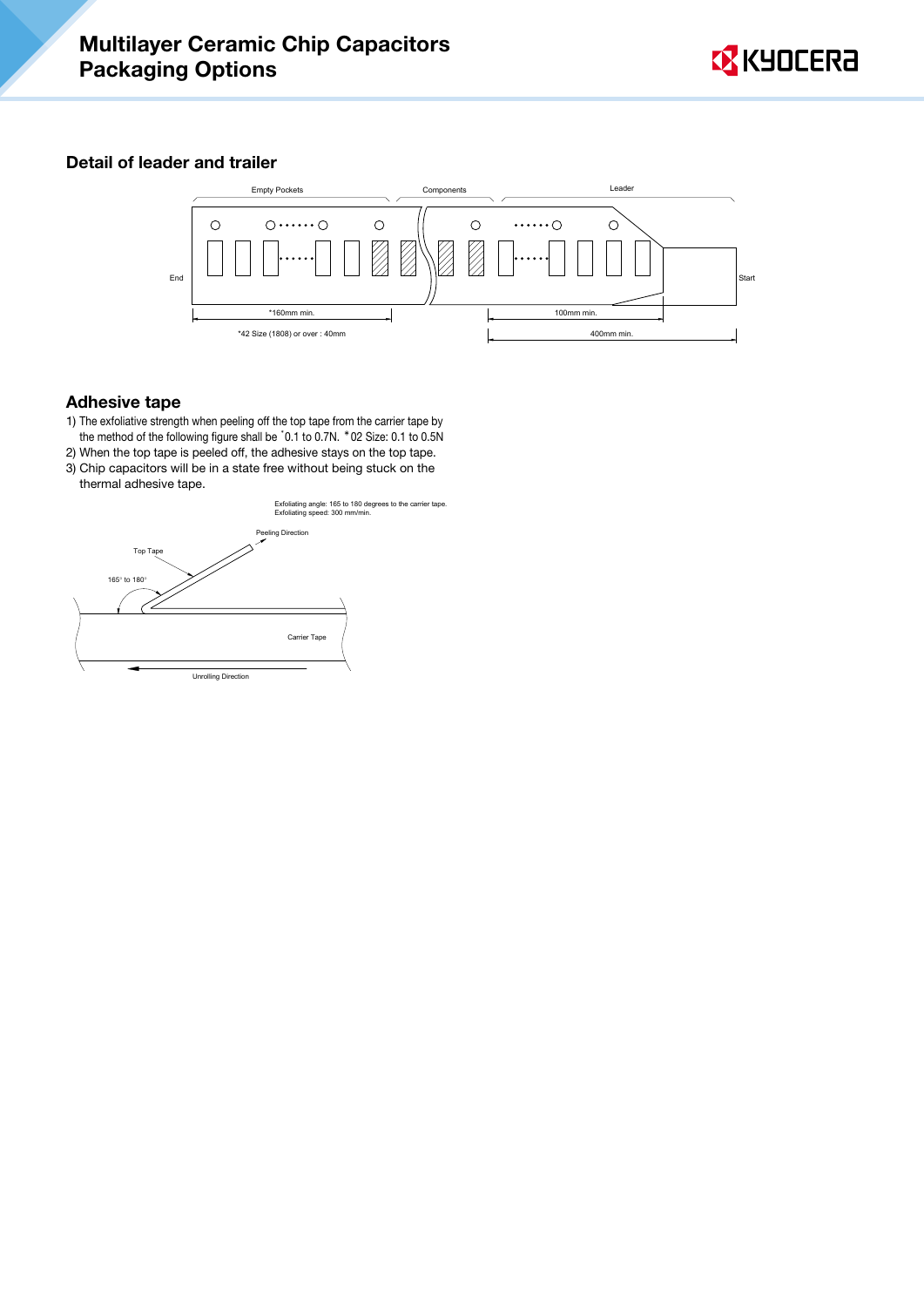# Multilayer Ceramic Chip Capacitors Packaging Options

## Detail of leader and trailer

Empty Pockets | Components | Leader

End | Start

*160mm min. | 100mm min.

*42 Size (1808) or over : 40mm | 400mm min.

## Adhesive tape

1) The exfoliative strength when peeling off the top tape from the carrier tape by the method of the following figure shall be *0.1 to 0.7N. *02 Size: 0.1 to 0.5N
2) When the top tape is peeled off, the adhesive stays on the top tape.
3) Chip capacitors will be in a state free without being stuck on the thermal adhesive tape.

Exfoliating angle: 165 to 180 degrees to the carrier tape.
Exfoliating speed: 300 mm/min.

Peeling Direction

Top Tape

165° to 180°

Carrier Tape

Unrolling Direction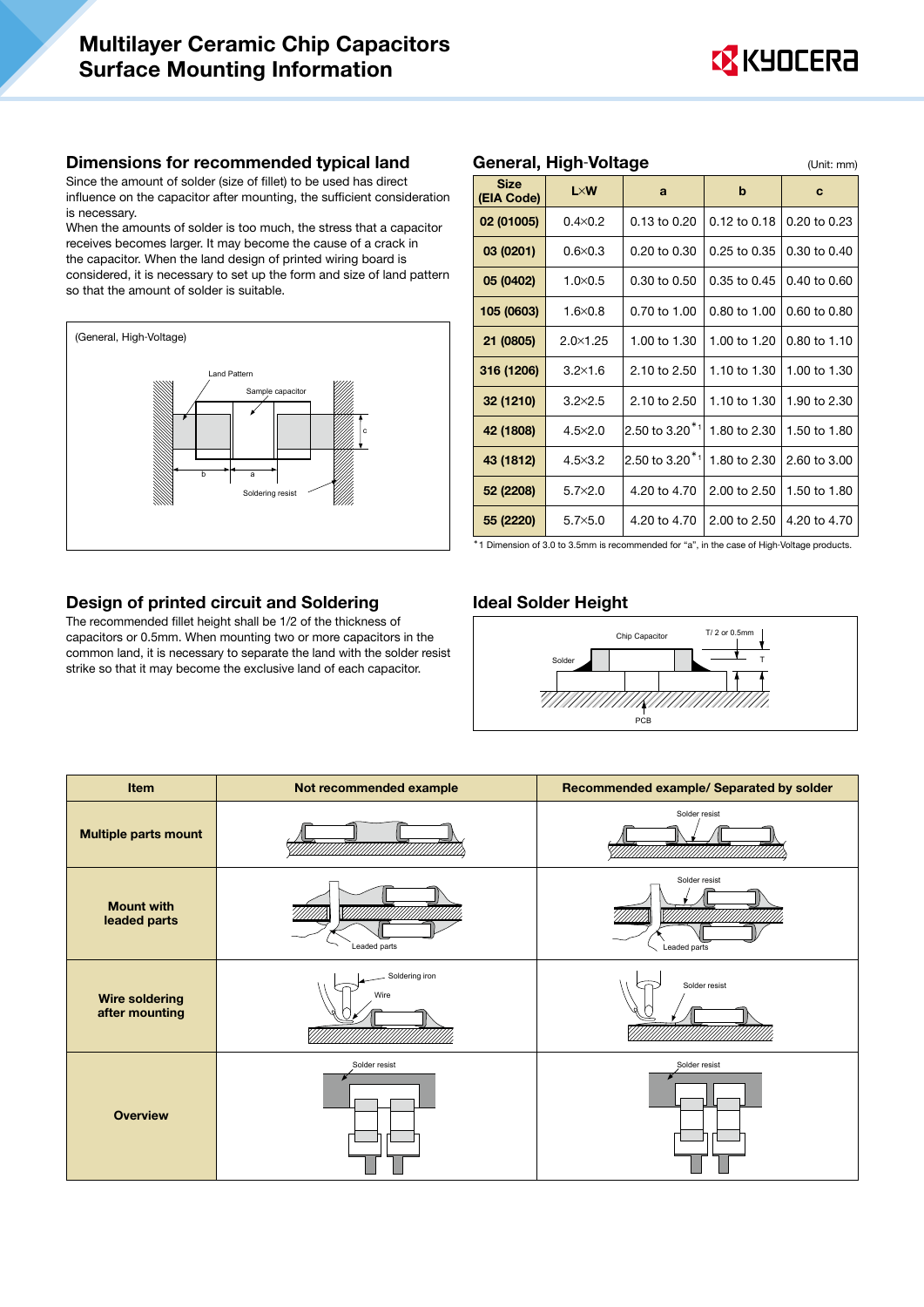# Multilayer Ceramic Chip Capacitors Surface Mounting Information

## Dimensions for recommended typical land

Since the amount of solder (size of fillet) to be used has direct influence on the capacitor after mounting, the sufficient consideration is necessary.
When the amounts of solder is too much, the stress that a capacitor receives becomes larger. It may become the cause of a crack in the capacitor. When the land design of printed wiring board is considered, it is necessary to set up the form and size of land pattern so that the amount of solder is suitable.

(General, High-Voltage)

Land Pattern
Sample capacitor
Soldering resist

## General, High-Voltage

(Unit: mm)

| Size (EIA Code) | L×W | a | b | c |
|---|---|---|---|---|
| 02 (01005) | 0.4×0.2 | 0.13 to 0.20 | 0.12 to 0.18 | 0.20 to 0.23 |
| 03 (0201) | 0.6×0.3 | 0.20 to 0.30 | 0.25 to 0.35 | 0.30 to 0.40 |
| 05 (0402) | 1.0×0.5 | 0.30 to 0.50 | 0.35 to 0.45 | 0.40 to 0.60 |
| 105 (0603) | 1.6×0.8 | 0.70 to 1.00 | 0.80 to 1.00 | 0.60 to 0.80 |
| 21 (0805) | 2.0×1.25 | 1.00 to 1.30 | 1.00 to 1.20 | 0.80 to 1.10 |
| 316 (1206) | 3.2×1.6 | 2.10 to 2.50 | 1.10 to 1.30 | 1.00 to 1.30 |
| 32 (1210) | 3.2×2.5 | 2.10 to 2.50 | 1.10 to 1.30 | 1.90 to 2.30 |
| 42 (1808) | 4.5×2.0 | 2.50 to 3.20*1 | 1.80 to 2.30 | 1.50 to 1.80 |
| 43 (1812) | 4.5×3.2 | 2.50 to 3.20*1 | 1.80 to 2.30 | 2.60 to 3.00 |
| 52 (2208) | 5.7×2.0 | 4.20 to 4.70 | 2.00 to 2.50 | 1.50 to 1.80 |
| 55 (2220) | 5.7×5.0 | 4.20 to 4.70 | 2.00 to 2.50 | 4.20 to 4.70 |

*1 Dimension of 3.0 to 3.5mm is recommended for "a", in the case of High-Voltage products.

## Design of printed circuit and Soldering

The recommended fillet height shall be 1/2 of the thickness of capacitors or 0.5mm. When mounting two or more capacitors in the common land, it is necessary to separate the land with the solder resist strike so that it may become the exclusive land of each capacitor.

## Ideal Solder Height

Chip Capacitor
T/ 2 or 0.5mm
Solder
T
PCB

| Item | Not recommended example | Recommended example/ Separated by solder |
|---|---|---|
| Multiple parts mount | | Solder resist |
| Mount with leaded parts | Leaded parts | Solder resist<br>Leaded parts |
| Wire soldering after mounting | Soldering iron<br>Wire | Solder resist |
| Overview | Solder resist | Solder resist |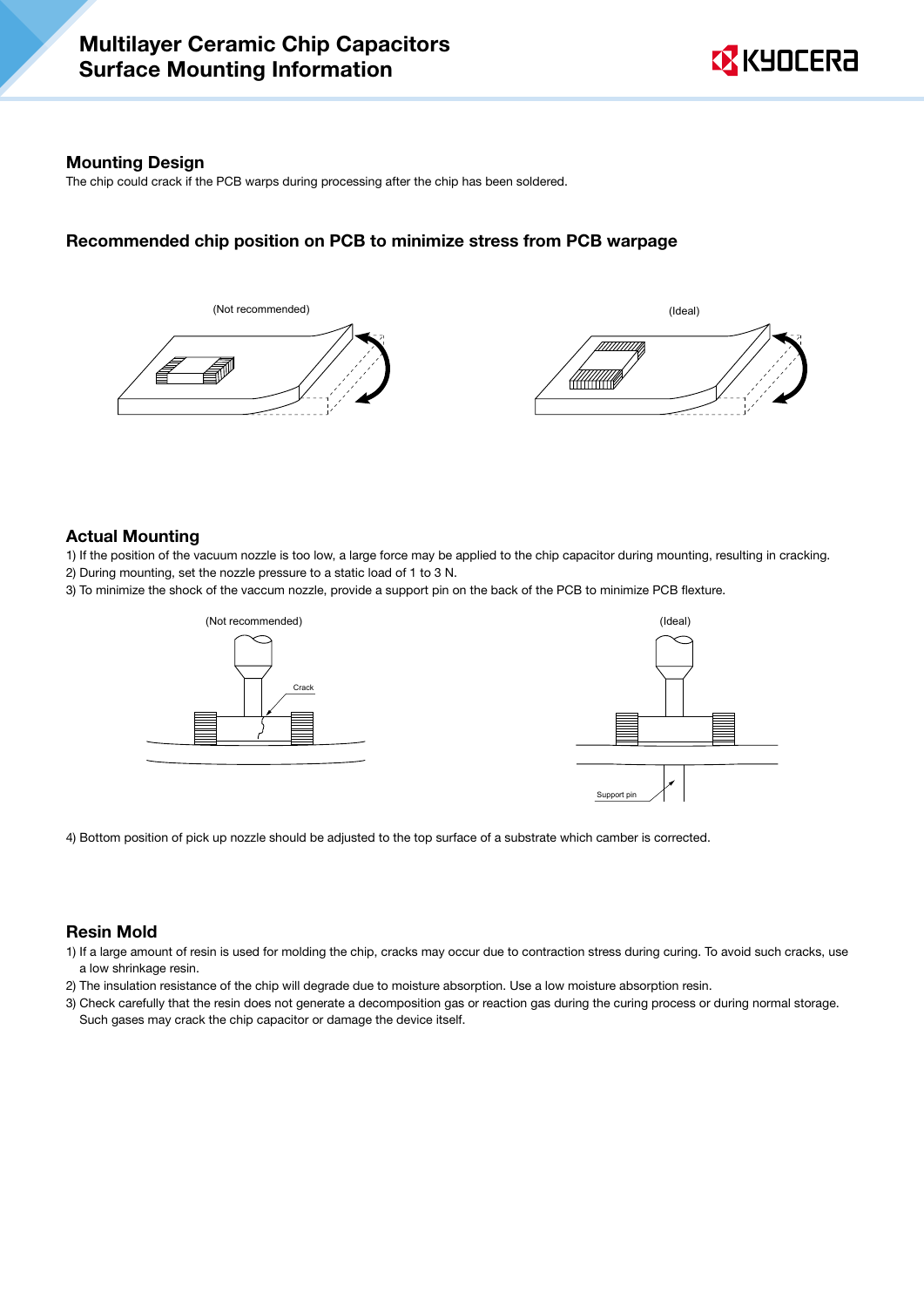## Mounting Design

The chip could crack if the PCB warps during processing after the chip has been soldered.

### Recommended chip position on PCB to minimize stress from PCB warpage

(Not recommended)

(Ideal)

## Actual Mounting

1) If the position of the vacuum nozzle is too low, a large force may be applied to the chip capacitor during mounting, resulting in cracking.
2) During mounting, set the nozzle pressure to a static load of 1 to 3 N.
3) To minimize the shock of the vaccum nozzle, provide a support pin on the back of the PCB to minimize PCB flexture.

(Not recommended)

Crack

(Ideal)

Support pin

4) Bottom position of pick up nozzle should be adjusted to the top surface of a substrate which camber is corrected.

## Resin Mold

1) If a large amount of resin is used for molding the chip, cracks may occur due to contraction stress during curing. To avoid such cracks, use a low shrinkage resin.
2) The insulation resistance of the chip will degrade due to moisture absorption. Use a low moisture absorption resin.
3) Check carefully that the resin does not generate a decomposition gas or reaction gas during the curing process or during normal storage. Such gases may crack the chip capacitor or damage the device itself.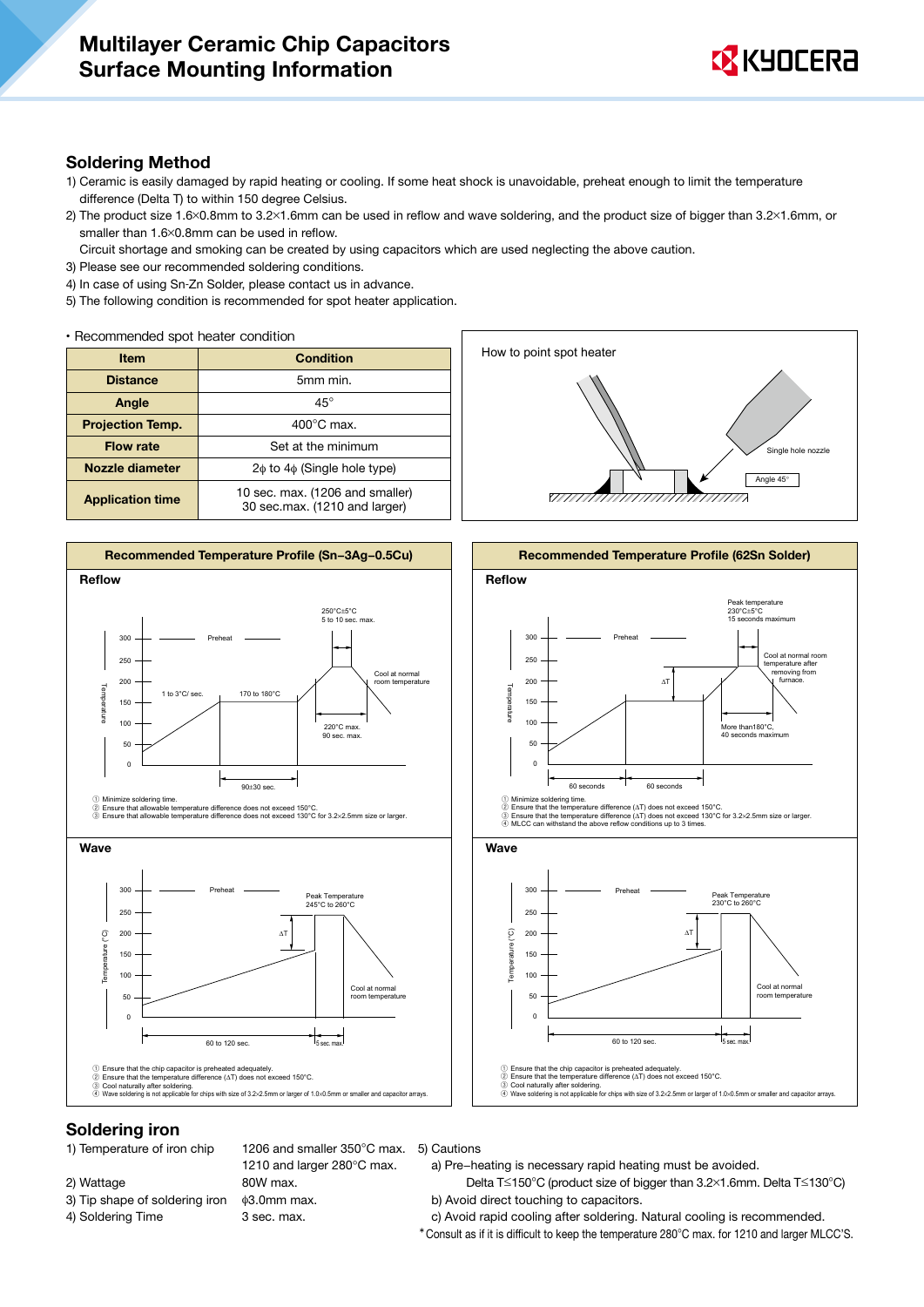# Multilayer Ceramic Chip Capacitors Surface Mounting Information

## Soldering Method

1) Ceramic is easily damaged by rapid heating or cooling. If some heat shock is unavoidable, preheat enough to limit the temperature difference (Delta T) to within 150 degree Celsius.
2) The product size 1.6×0.8mm to 3.2×1.6mm can be used in reflow and wave soldering, and the product size of bigger than 3.2×1.6mm, or smaller than 1.6×0.8mm can be used in reflow.
   Circuit shortage and smoking can be created by using capacitors which are used neglecting the above caution.
3) Please see our recommended soldering conditions.
4) In case of using Sn-Zn Solder, please contact us in advance.
5) The following condition is recommended for spot heater application.

• Recommended spot heater condition

| Item | Condition |
|---|---|
| Distance | 5mm min. |
| Angle | 45° |
| Projection Temp. | 400°C max. |
| Flow rate | Set at the minimum |
| Nozzle diameter | 2ϕ to 4ϕ (Single hole type) |
| Application time | 10 sec. max. (1206 and smaller)<br>30 sec.max. (1210 and larger) |

How to point spot heater

Single hole nozzle

Angle 45°

### Recommended Temperature Profile (Sn–3Ag–0.5Cu)

**Reflow**

Preheat; 1 to 3°C/ sec.; 170 to 180°C; 250°C±5°C 5 to 10 sec. max.; 220°C max. 90 sec. max.; Cool at normal room temperature; 90±30 sec.

① Minimize soldering time.
② Ensure that allowable temperature difference does not exceed 150°C.
③ Ensure that allowable temperature difference does not exceed 130°C for 3.2×2.5mm size or larger.

**Wave**

Preheat; ΔT; Peak Temperature 245°C to 260°C; Cool at normal room temperature; 60 to 120 sec.; 5 sec. max.

① Ensure that the chip capacitor is preheated adequately.
② Ensure that the temperature difference (ΔT) does not exceed 150°C.
③ Cool naturally after soldering.
④ Wave soldering is not applicable for chips with size of 3.2×2.5mm or larger of 1.0×0.5mm or smaller and capacitor arrays.

### Recommended Temperature Profile (62Sn Solder)

**Reflow**

Preheat; ΔT; Peak temperature 230°C±5°C 15 seconds maximum; Cool at normal room temperature after removing from furnace.; More than180°C, 40 seconds maximum; 60 seconds; 60 seconds

① Minimize soldering time.
② Ensure that the temperature difference (ΔT) does not exceed 150°C.
③ Ensure that the temperature difference (ΔT) does not exceed 130°C for 3.2×2.5mm size or larger.
④ MLCC can withstand the above reflow conditions up to 3 times.

**Wave**

Preheat; ΔT; Peak Temperature 230°C to 260°C; Cool at normal room temperature; 60 to 120 sec.; 5 sec. max.

① Ensure that the chip capacitor is preheated adequately.
② Ensure that the temperature difference (ΔT) does not exceed 150°C.
③ Cool naturally after soldering.
④ Wave soldering is not applicable for chips with size of 3.2×2.5mm or larger of 1.0×0.5mm or smaller and capacitor arrays.

## Soldering iron

| | |
|---|---|
| 1) Temperature of iron chip | 1206 and smaller 350°C max.<br>1210 and larger 280°C max. |
| 2) Wattage | 80W max. |
| 3) Tip shape of soldering iron | ϕ3.0mm max. |
| 4) Soldering Time | 3 sec. max. |

5) Cautions
   a) Pre–heating is necessary rapid heating must be avoided.
      Delta T≦150°C (product size of bigger than 3.2×1.6mm. Delta T≦130°C)
   b) Avoid direct touching to capacitors.
   c) Avoid rapid cooling after soldering. Natural cooling is recommended.

*Consult as if it is difficult to keep the temperature 280°C max. for 1210 and larger MLCC'S.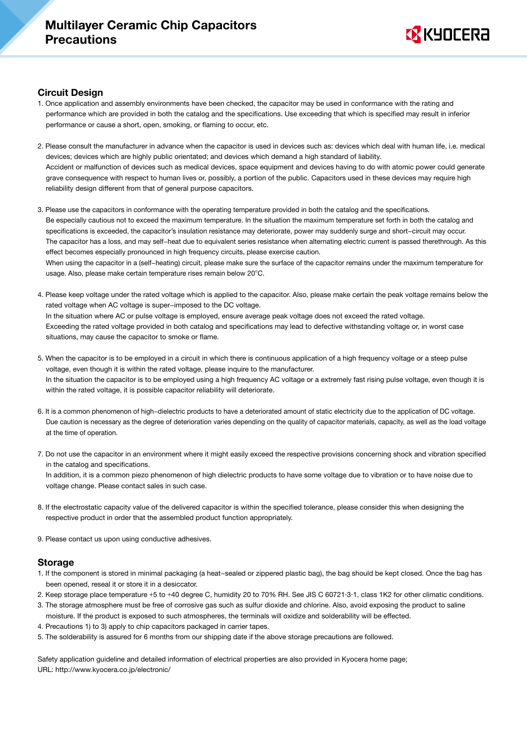# Multilayer Ceramic Chip Capacitors Precautions

## Circuit Design

1. Once application and assembly environments have been checked, the capacitor may be used in conformance with the rating and performance which are provided in both the catalog and the specifications. Use exceeding that which is specified may result in inferior performance or cause a short, open, smoking, or flaming to occur, etc.

2. Please consult the manufacturer in advance when the capacitor is used in devices such as: devices which deal with human life, i.e. medical devices; devices which are highly public orientated; and devices which demand a high standard of liability.
   Accident or malfunction of devices such as medical devices, space equipment and devices having to do with atomic power could generate grave consequence with respect to human lives or, possibly, a portion of the public. Capacitors used in these devices may require high reliability design different from that of general purpose capacitors.

3. Please use the capacitors in conformance with the operating temperature provided in both the catalog and the specifications.
   Be especially cautious not to exceed the maximum temperature. In the situation the maximum temperature set forth in both the catalog and specifications is exceeded, the capacitor's insulation resistance may deteriorate, power may suddenly surge and short−circuit may occur.
   The capacitor has a loss, and may self−heat due to equivalent series resistance when alternating electric current is passed therethrough. As this effect becomes especially pronounced in high frequency circuits, please exercise caution.
   When using the capacitor in a (self−heating) circuit, please make sure the surface of the capacitor remains under the maximum temperature for usage. Also, please make certain temperature rises remain below 20°C.

4. Please keep voltage under the rated voltage which is applied to the capacitor. Also, please make certain the peak voltage remains below the rated voltage when AC voltage is super−imposed to the DC voltage.
   In the situation where AC or pulse voltage is employed, ensure average peak voltage does not exceed the rated voltage.
   Exceeding the rated voltage provided in both catalog and specifications may lead to defective withstanding voltage or, in worst case situations, may cause the capacitor to smoke or flame.

5. When the capacitor is to be employed in a circuit in which there is continuous application of a high frequency voltage or a steep pulse voltage, even though it is within the rated voltage, please inquire to the manufacturer.
   In the situation the capacitor is to be employed using a high frequency AC voltage or a extremely fast rising pulse voltage, even though it is within the rated voltage, it is possible capacitor reliability will deteriorate.

6. It is a common phenomenon of high−dielectric products to have a deteriorated amount of static electricity due to the application of DC voltage. Due caution is necessary as the degree of deterioration varies depending on the quality of capacitor materials, capacity, as well as the load voltage at the time of operation.

7. Do not use the capacitor in an environment where it might easily exceed the respective provisions concerning shock and vibration specified in the catalog and specifications.
   In addition, it is a common piezo phenomenon of high dielectric products to have some voltage due to vibration or to have noise due to voltage change. Please contact sales in such case.

8. If the electrostatic capacity value of the delivered capacitor is within the specified tolerance, please consider this when designing the respective product in order that the assembled product function appropriately.

9. Please contact us upon using conductive adhesives.

## Storage

1. If the component is stored in minimal packaging (a heat−sealed or zippered plastic bag), the bag should be kept closed. Once the bag has been opened, reseal it or store it in a desiccator.
2. Keep storage place temperature +5 to +40 degree C, humidity 20 to 70% RH. See JIS C 60721-3-1, class 1K2 for other climatic conditions.
3. The storage atmosphere must be free of corrosive gas such as sulfur dioxide and chlorine. Also, avoid exposing the product to saline moisture. If the product is exposed to such atmospheres, the terminals will oxidize and solderability will be effected.
4. Precautions 1) to 3) apply to chip capacitors packaged in carrier tapes.
5. The solderability is assured for 6 months from our shipping date if the above storage precautions are followed.

Safety application guideline and detailed information of electrical properties are also provided in Kyocera home page;
URL: http://www.kyocera.co.jp/electronic/